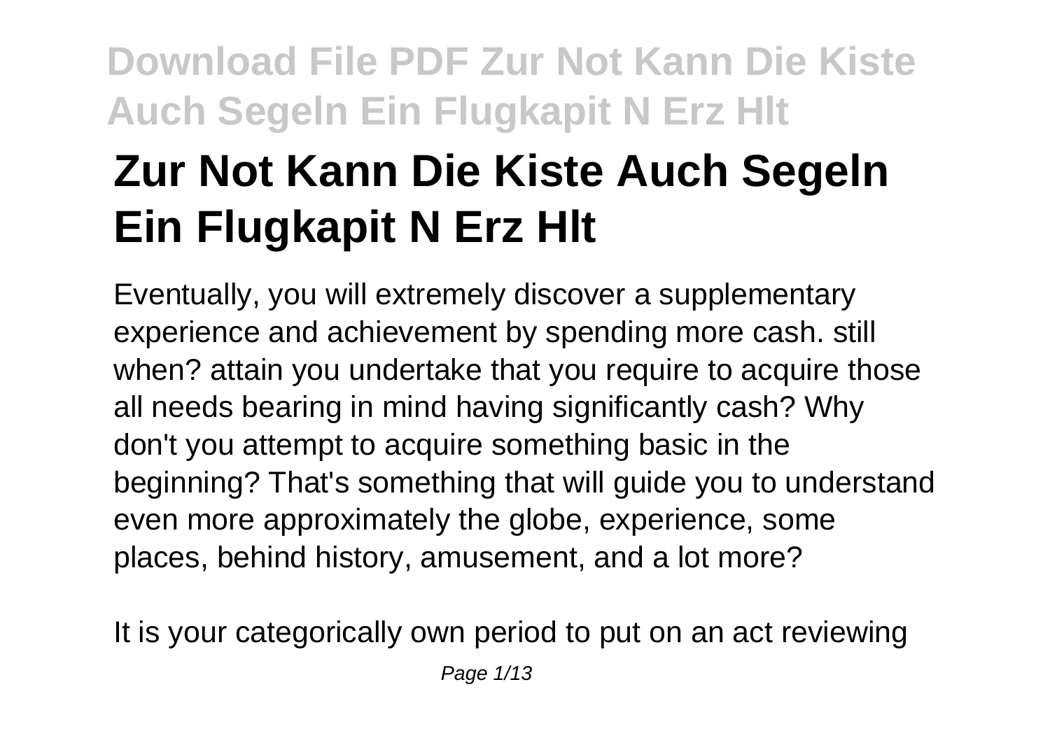# Zur Not Kann Die Kiste Auch Segeln Ein Flugkapit N Erz Hlt

Eventually, you will extremely discover a supplementary experience and achievement by spending more cash. still when? attain you undertake that you require to acquire those all needs bearing in mind having significantly cash? Why don't you attempt to acquire something basic in the beginning? That's something that will guide you to understand even more approximately the globe, experience, some places, behind history, amusement, and a lot more?

It is your categorically own period to put on an act reviewing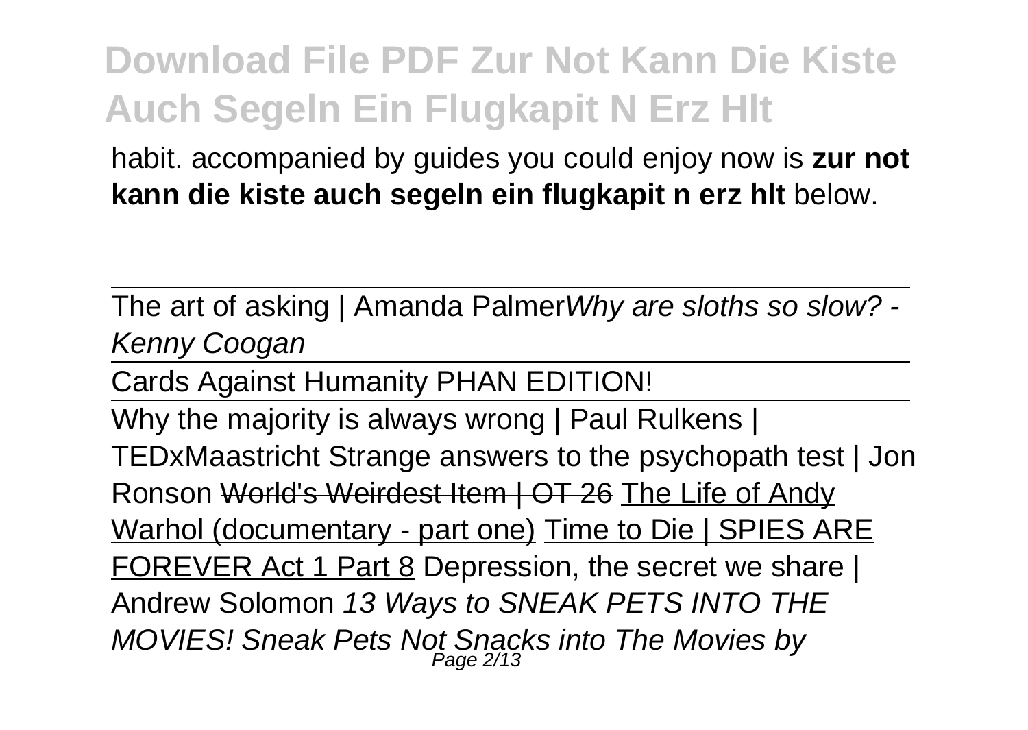habit. accompanied by guides you could enjoy now is **zur not kann die kiste auch segeln ein flugkapit n erz hlt** below.

---

The art of asking | Amanda Palmer*Why are sloths so slow? - Kenny Coogan*

---

Cards Against Humanity PHAN EDITION!

---

Why the majority is always wrong | Paul Rulkens | TEDxMaastricht Strange answers to the psychopath test | Jon Ronson ~~World's Weirdest Item | OT 26~~ The Life of Andy Warhol (documentary - part one) Time to Die | SPIES ARE FOREVER Act 1 Part 8 Depression, the secret we share | Andrew Solomon *13 Ways to SNEAK PETS INTO THE MOVIES! Sneak Pets Not Snacks into The Movies by*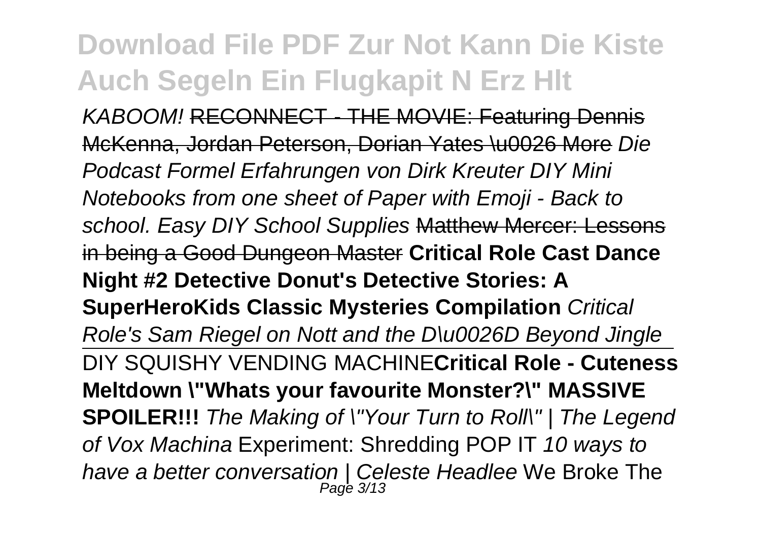*KABOOM!* RECONNECT - THE MOVIE: Featuring Dennis McKenna, Jordan Peterson, Dorian Yates \u0026 More *Die Podcast Formel Erfahrungen von Dirk Kreuter DIY Mini Notebooks from one sheet of Paper with Emoji - Back to school. Easy DIY School Supplies* Matthew Mercer: Lessons in being a Good Dungeon Master **Critical Role Cast Dance Night #2 Detective Donut's Detective Stories: A SuperHeroKids Classic Mysteries Compilation** *Critical Role's Sam Riegel on Nott and the D\u0026D Beyond Jingle*

DIY SQUISHY VENDING MACHINE**Critical Role - Cuteness Meltdown \"Whats your favourite Monster?\" MASSIVE SPOILER!!!** *The Making of \"Your Turn to Roll\" | The Legend of Vox Machina* Experiment: Shredding POP IT *10 ways to have a better conversation | Celeste Headlee* We Broke The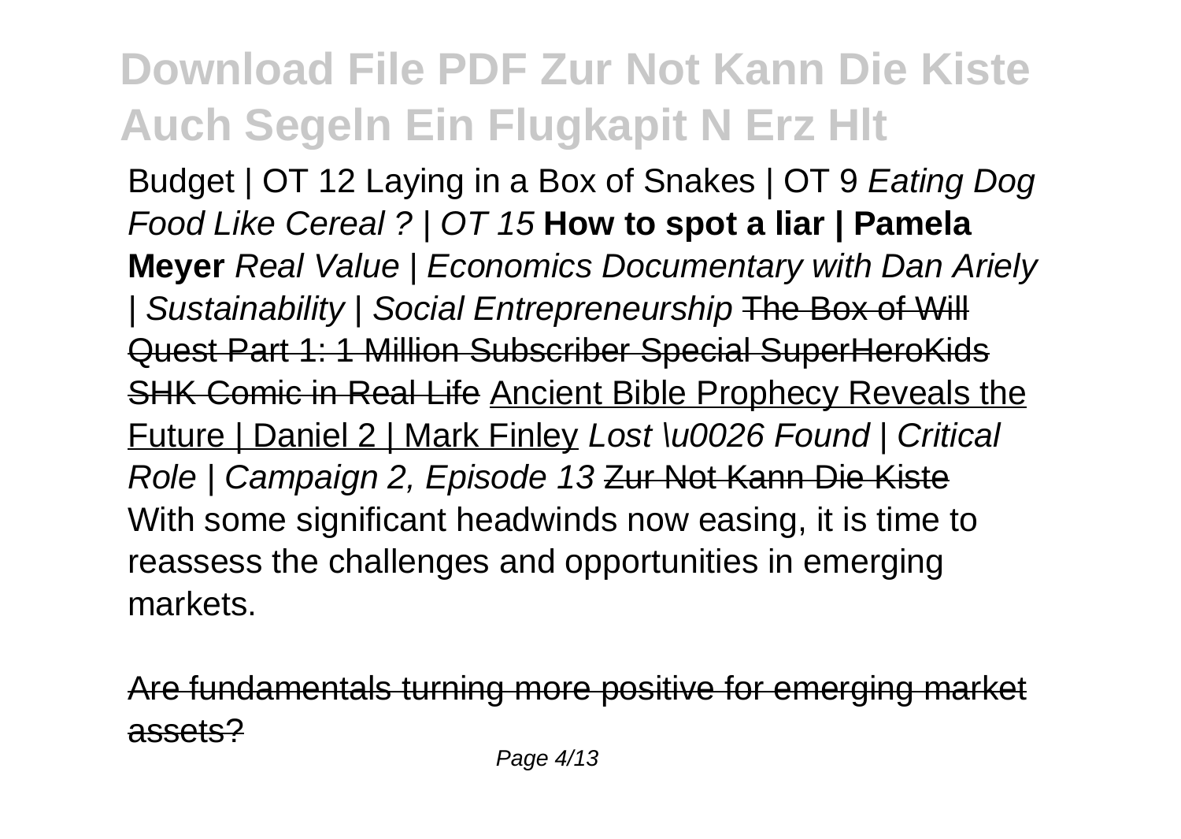Budget | OT 12 Laying in a Box of Snakes | OT 9 *Eating Dog Food Like Cereal ? | OT 15* **How to spot a liar | Pamela Meyer** *Real Value | Economics Documentary with Dan Ariely | Sustainability | Social Entrepreneurship* ~~The Box of Will Quest Part 1: 1 Million Subscriber Special SuperHeroKids SHK Comic in Real Life~~ Ancient Bible Prophecy Reveals the Future | Daniel 2 | Mark Finley *Lost \u0026 Found | Critical Role | Campaign 2, Episode 13* ~~Zur Not Kann Die Kiste~~

With some significant headwinds now easing, it is time to reassess the challenges and opportunities in emerging markets.

~~Are fundamentals turning more positive for emerging market assets?~~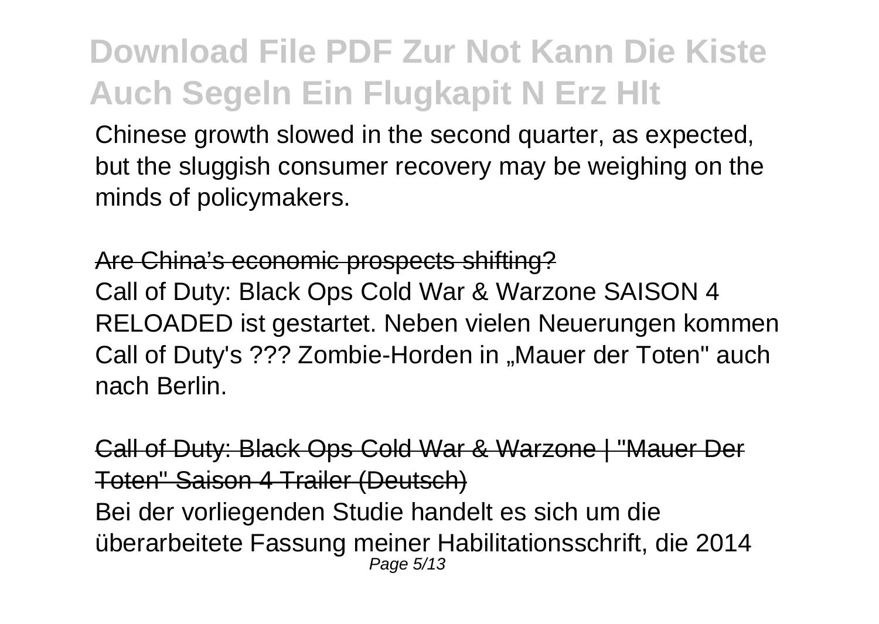Chinese growth slowed in the second quarter, as expected, but the sluggish consumer recovery may be weighing on the minds of policymakers.

Are China's economic prospects shifting?

Call of Duty: Black Ops Cold War & Warzone SAISON 4 RELOADED ist gestartet. Neben vielen Neuerungen kommen Call of Duty's ??? Zombie-Horden in „Mauer der Toten" auch nach Berlin.

Call of Duty: Black Ops Cold War & Warzone | "Mauer Der Toten" Saison 4 Trailer (Deutsch)

Bei der vorliegenden Studie handelt es sich um die überarbeitete Fassung meiner Habilitationsschrift, die 2014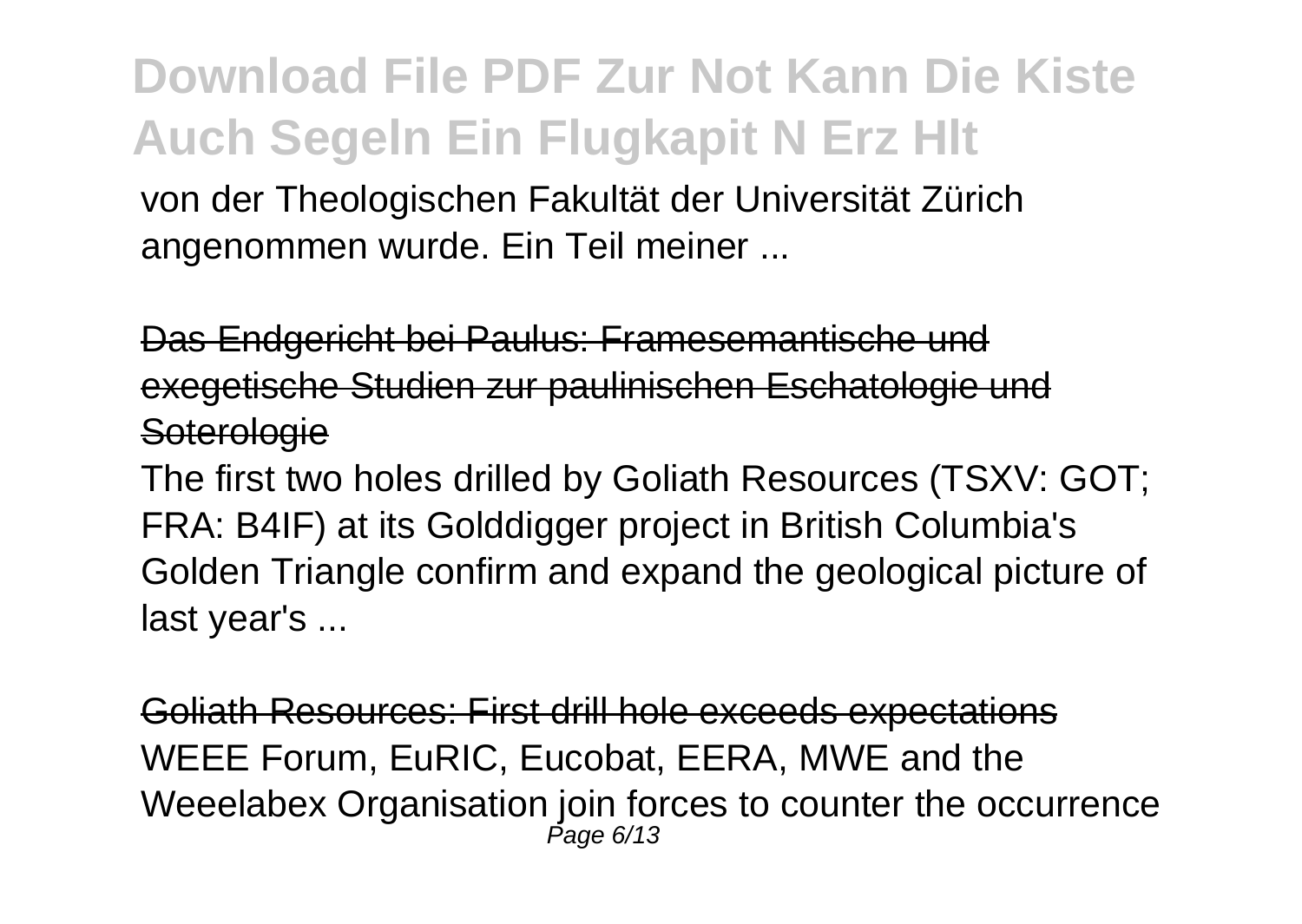von der Theologischen Fakultät der Universität Zürich angenommen wurde. Ein Teil meiner ...

Das Endgericht bei Paulus: Framesemantische und exegetische Studien zur paulinischen Eschatologie und Soterologie

The first two holes drilled by Goliath Resources (TSXV: GOT; FRA: B4IF) at its Golddigger project in British Columbia's Golden Triangle confirm and expand the geological picture of last year's ...

Goliath Resources: First drill hole exceeds expectations

WEEE Forum, EuRIC, Eucobat, EERA, MWE and the Weeelabex Organisation join forces to counter the occurrence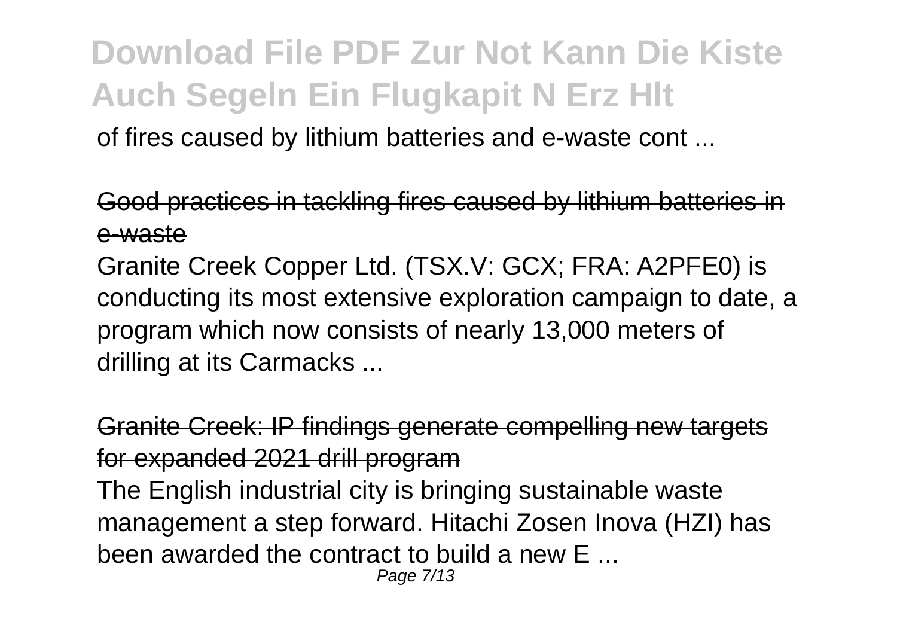of fires caused by lithium batteries and e-waste cont ...

Good practices in tackling fires caused by lithium batteries in e-waste

Granite Creek Copper Ltd. (TSX.V: GCX; FRA: A2PFE0) is conducting its most extensive exploration campaign to date, a program which now consists of nearly 13,000 meters of drilling at its Carmacks ...

Granite Creek: IP findings generate compelling new targets for expanded 2021 drill program

The English industrial city is bringing sustainable waste management a step forward. Hitachi Zosen Inova (HZI) has been awarded the contract to build a new E ...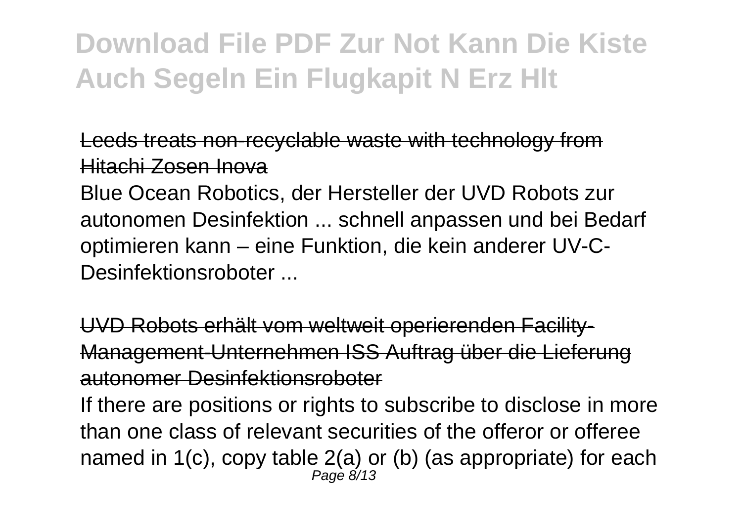Leeds treats non-recyclable waste with technology from Hitachi Zosen Inova

Blue Ocean Robotics, der Hersteller der UVD Robots zur autonomen Desinfektion ... schnell anpassen und bei Bedarf optimieren kann – eine Funktion, die kein anderer UV-C-Desinfektionsroboter ...

UVD Robots erhält vom weltweit operierenden Facility-Management-Unternehmen ISS Auftrag über die Lieferung autonomer Desinfektionsroboter

If there are positions or rights to subscribe to disclose in more than one class of relevant securities of the offeror or offeree named in 1(c), copy table 2(a) or (b) (as appropriate) for each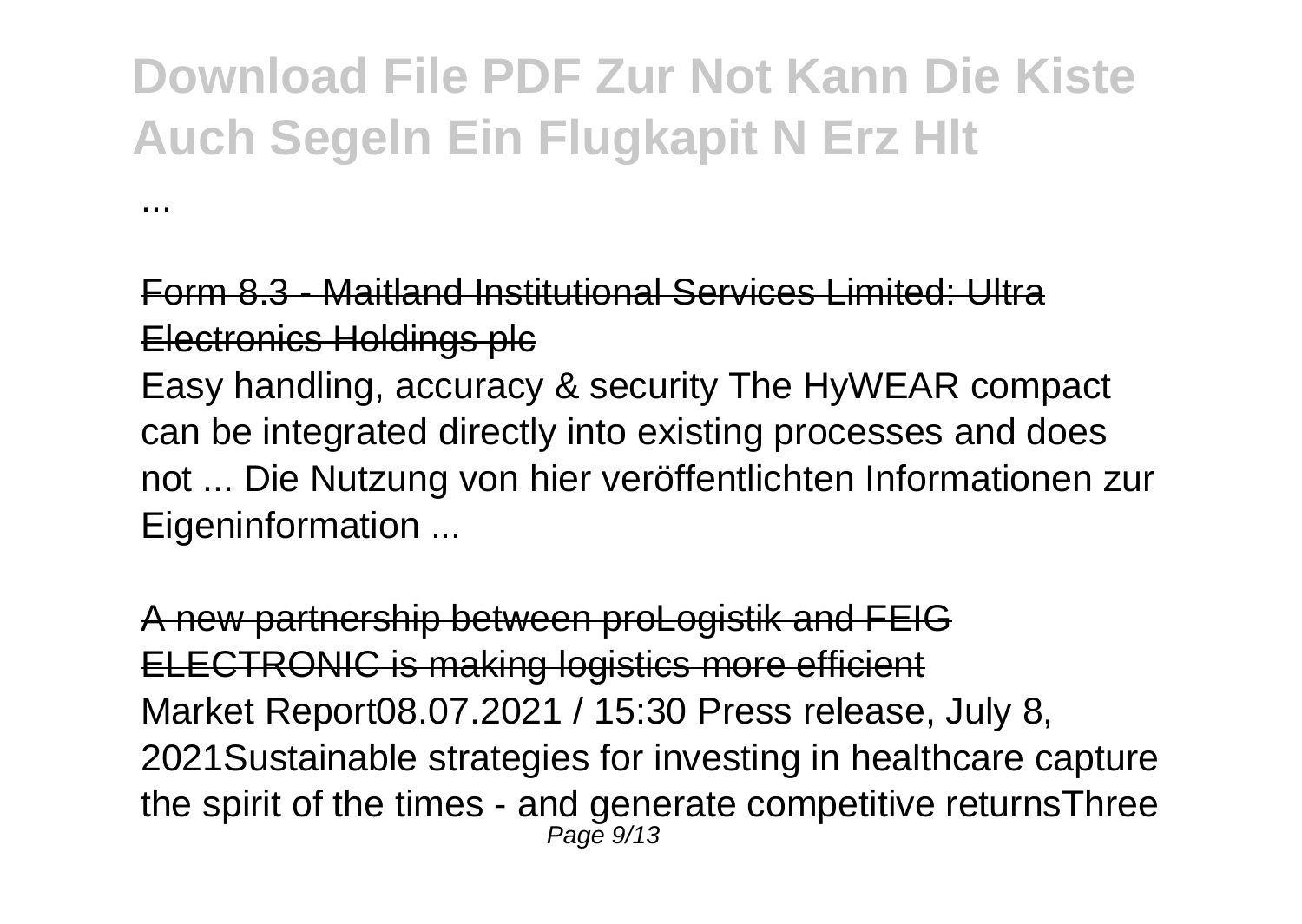...

Form 8.3 - Maitland Institutional Services Limited: Ultra Electronics Holdings plc

Easy handling, accuracy & security The HyWEAR compact can be integrated directly into existing processes and does not ... Die Nutzung von hier veröffentlichten Informationen zur Eigeninformation ...

A new partnership between proLogistik and FEIG ELECTRONIC is making logistics more efficient

Market Report08.07.2021 / 15:30 Press release, July 8, 2021Sustainable strategies for investing in healthcare capture the spirit of the times - and generate competitive returnsThree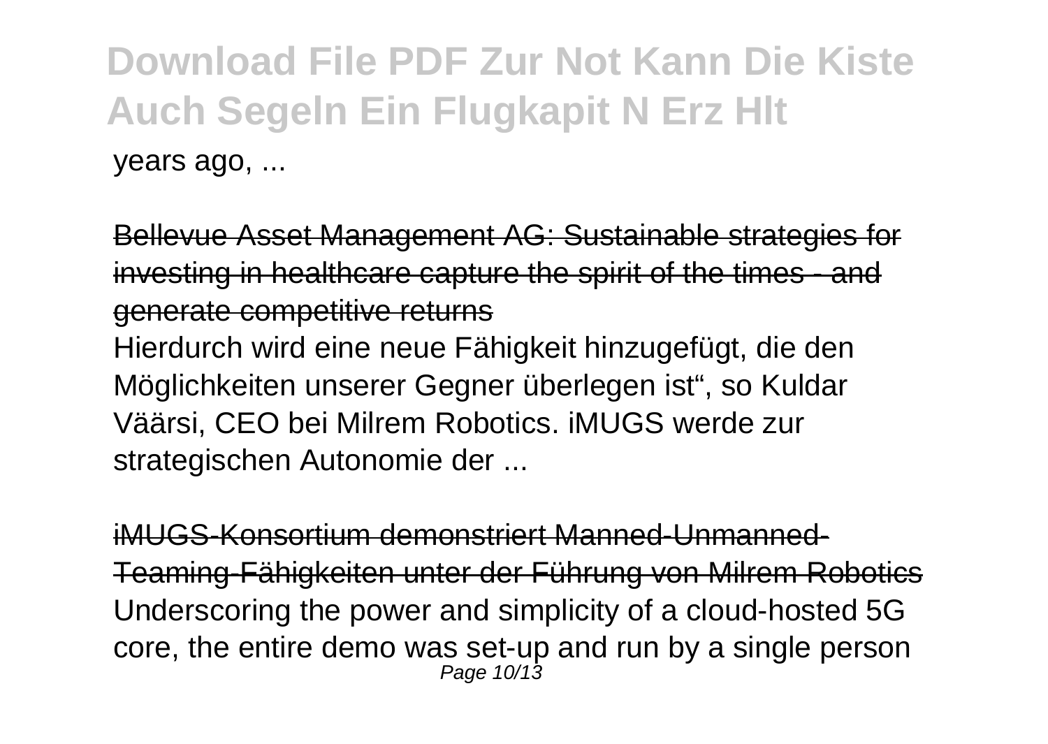years ago, ...

Bellevue Asset Management AG: Sustainable strategies for investing in healthcare capture the spirit of the times - and generate competitive returns

Hierdurch wird eine neue Fähigkeit hinzugefügt, die den Möglichkeiten unserer Gegner überlegen ist", so Kuldar Väärsi, CEO bei Milrem Robotics. iMUGS werde zur strategischen Autonomie der ...

iMUGS-Konsortium demonstriert Manned-Unmanned-Teaming-Fähigkeiten unter der Führung von Milrem Robotics

Underscoring the power and simplicity of a cloud-hosted 5G core, the entire demo was set-up and run by a single person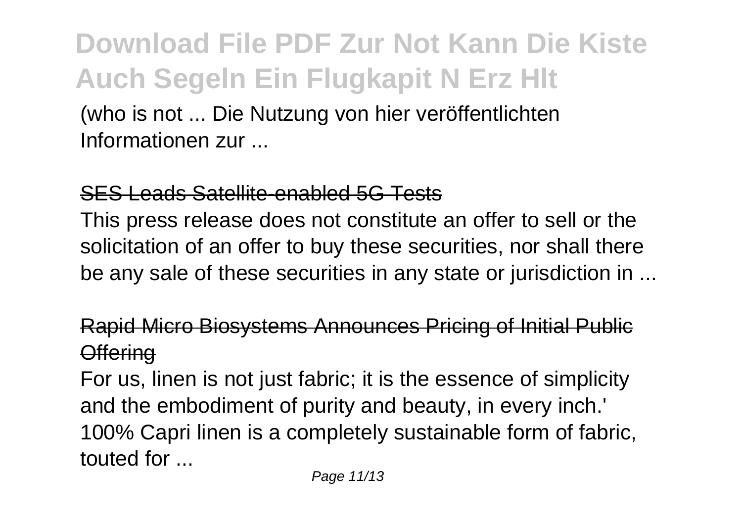(who is not ... Die Nutzung von hier veröffentlichten Informationen zur ...

## SES Leads Satellite-enabled 5G Tests

This press release does not constitute an offer to sell or the solicitation of an offer to buy these securities, nor shall there be any sale of these securities in any state or jurisdiction in ...

## Rapid Micro Biosystems Announces Pricing of Initial Public Offering

For us, linen is not just fabric; it is the essence of simplicity and the embodiment of purity and beauty, in every inch.' 100% Capri linen is a completely sustainable form of fabric, touted for ...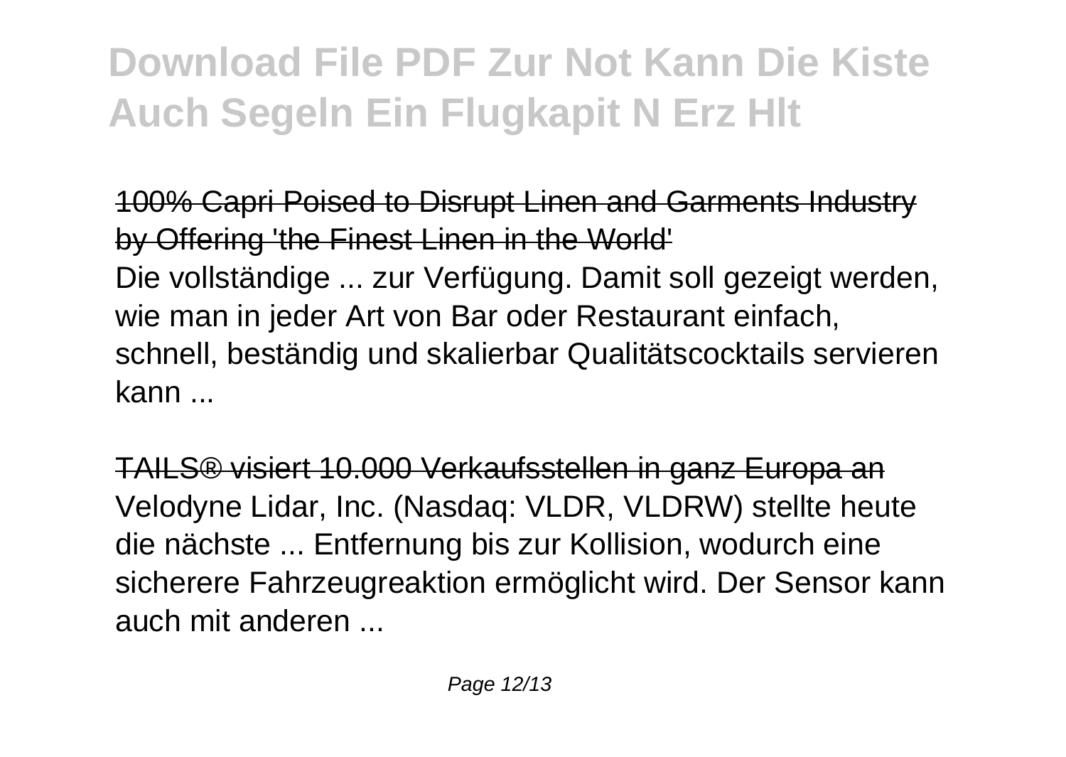100% Capri Poised to Disrupt Linen and Garments Industry by Offering 'the Finest Linen in the World'

Die vollständige ... zur Verfügung. Damit soll gezeigt werden, wie man in jeder Art von Bar oder Restaurant einfach, schnell, beständig und skalierbar Qualitätscocktails servieren kann ...

TAILS® visiert 10.000 Verkaufsstellen in ganz Europa an

Velodyne Lidar, Inc. (Nasdaq: VLDR, VLDRW) stellte heute die nächste ... Entfernung bis zur Kollision, wodurch eine sicherere Fahrzeugreaktion ermöglicht wird. Der Sensor kann auch mit anderen ...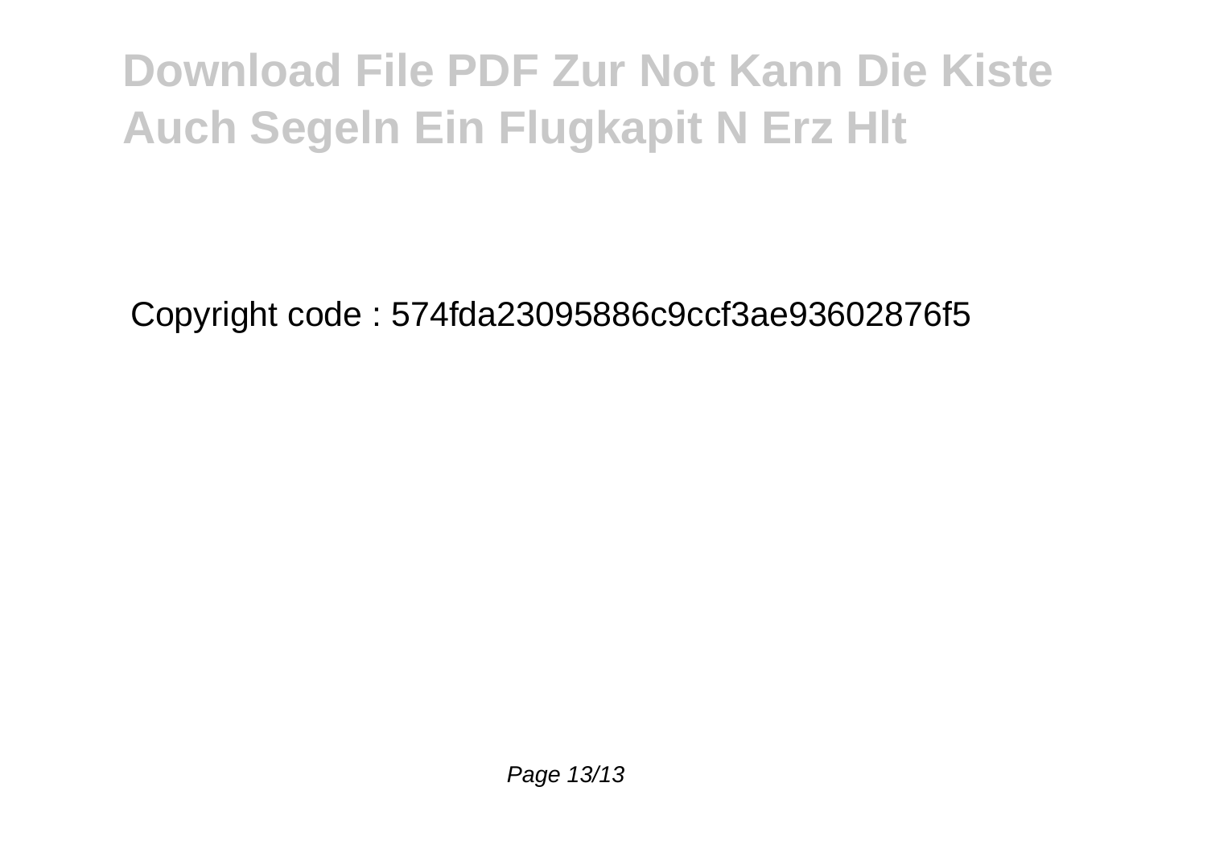Copyright code : 574fda23095886c9ccf3ae93602876f5